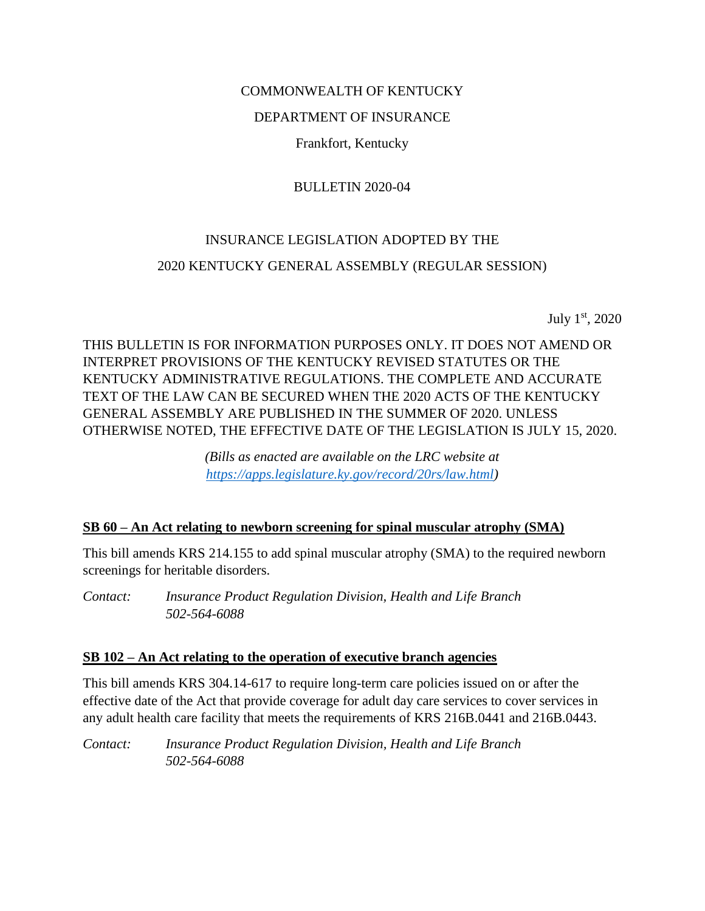COMMONWEALTH OF KENTUCKY

DEPARTMENT OF INSURANCE

Frankfort, Kentucky

BULLETIN 2020-04

# INSURANCE LEGISLATION ADOPTED BY THE 2020 KENTUCKY GENERAL ASSEMBLY (REGULAR SESSION)

July 1st, 2020

THIS BULLETIN IS FOR INFORMATION PURPOSES ONLY. IT DOES NOT AMEND OR INTERPRET PROVISIONS OF THE KENTUCKY REVISED STATUTES OR THE KENTUCKY ADMINISTRATIVE REGULATIONS. THE COMPLETE AND ACCURATE TEXT OF THE LAW CAN BE SECURED WHEN THE 2020 ACTS OF THE KENTUCKY GENERAL ASSEMBLY ARE PUBLISHED IN THE SUMMER OF 2020. UNLESS OTHERWISE NOTED, THE EFFECTIVE DATE OF THE LEGISLATION IS JULY 15, 2020.

*(Bills as enacted are available on the LRC website at [https://apps.legislature.ky.gov/record/20rs/law.html](https://apps.legislature.ky.gov/record/20rs/law.html))*

## SB 60 – An Act relating to newborn screening for spinal muscular atrophy (SMA)

This bill amends KRS 214.155 to add spinal muscular atrophy (SMA) to the required newborn screenings for heritable disorders.

*Contact:* *Insurance Product Regulation Division, Health and Life Branch*
*502-564-6088*

## SB 102 – An Act relating to the operation of executive branch agencies

This bill amends KRS 304.14-617 to require long-term care policies issued on or after the effective date of the Act that provide coverage for adult day care services to cover services in any adult health care facility that meets the requirements of KRS 216B.0441 and 216B.0443.

*Contact:* *Insurance Product Regulation Division, Health and Life Branch*
*502-564-6088*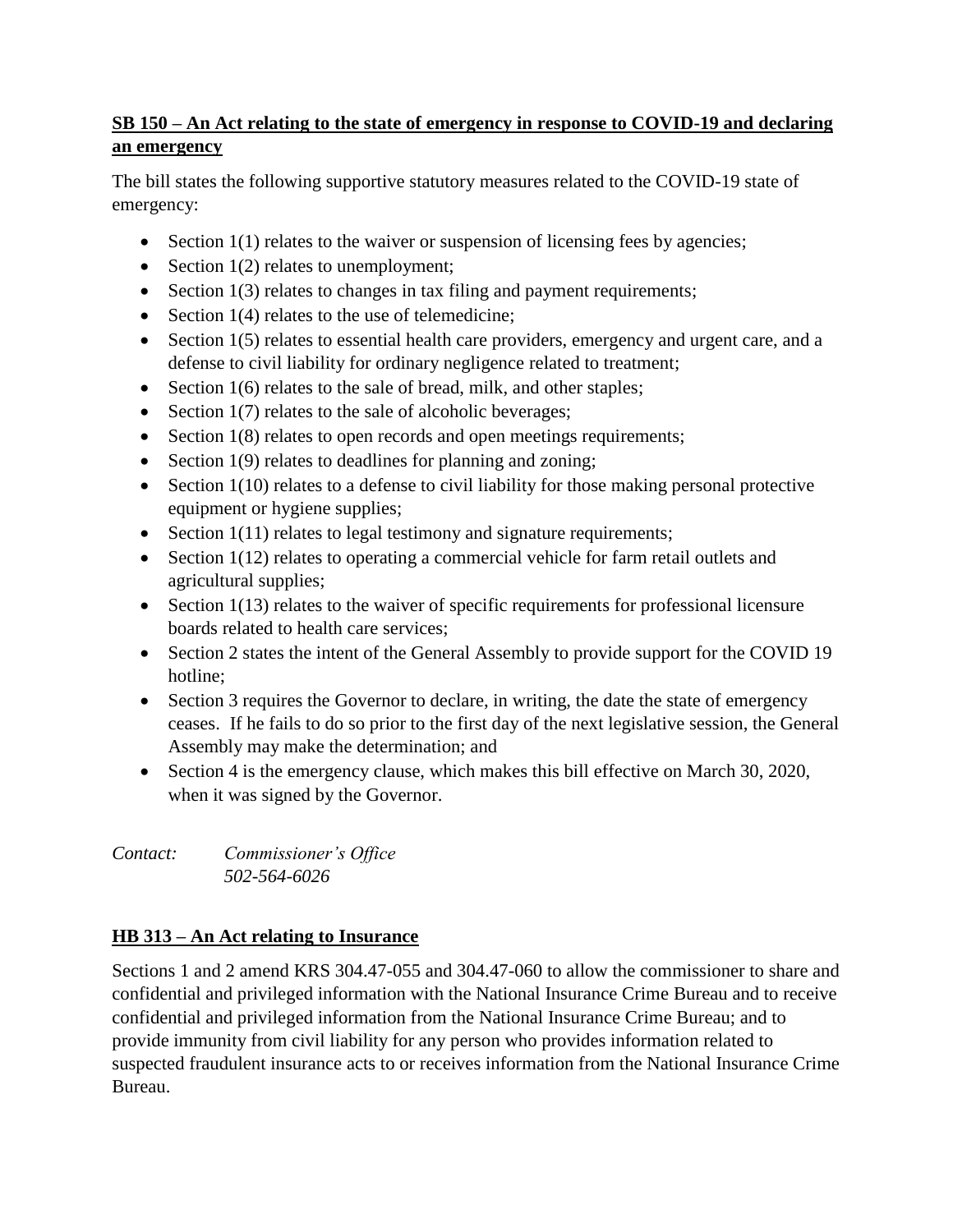**SB 150 – An Act relating to the state of emergency in response to COVID-19 and declaring an emergency**

The bill states the following supportive statutory measures related to the COVID-19 state of emergency:

- Section 1(1) relates to the waiver or suspension of licensing fees by agencies;
- Section 1(2) relates to unemployment;
- Section 1(3) relates to changes in tax filing and payment requirements;
- Section 1(4) relates to the use of telemedicine;
- Section 1(5) relates to essential health care providers, emergency and urgent care, and a defense to civil liability for ordinary negligence related to treatment;
- Section 1(6) relates to the sale of bread, milk, and other staples;
- Section 1(7) relates to the sale of alcoholic beverages;
- Section 1(8) relates to open records and open meetings requirements;
- Section 1(9) relates to deadlines for planning and zoning;
- Section 1(10) relates to a defense to civil liability for those making personal protective equipment or hygiene supplies;
- Section 1(11) relates to legal testimony and signature requirements;
- Section 1(12) relates to operating a commercial vehicle for farm retail outlets and agricultural supplies;
- Section 1(13) relates to the waiver of specific requirements for professional licensure boards related to health care services;
- Section 2 states the intent of the General Assembly to provide support for the COVID 19 hotline;
- Section 3 requires the Governor to declare, in writing, the date the state of emergency ceases. If he fails to do so prior to the first day of the next legislative session, the General Assembly may make the determination; and
- Section 4 is the emergency clause, which makes this bill effective on March 30, 2020, when it was signed by the Governor.

*Contact: Commissioner's Office*
*502-564-6026*

**HB 313 – An Act relating to Insurance**

Sections 1 and 2 amend KRS 304.47-055 and 304.47-060 to allow the commissioner to share and confidential and privileged information with the National Insurance Crime Bureau and to receive confidential and privileged information from the National Insurance Crime Bureau; and to provide immunity from civil liability for any person who provides information related to suspected fraudulent insurance acts to or receives information from the National Insurance Crime Bureau.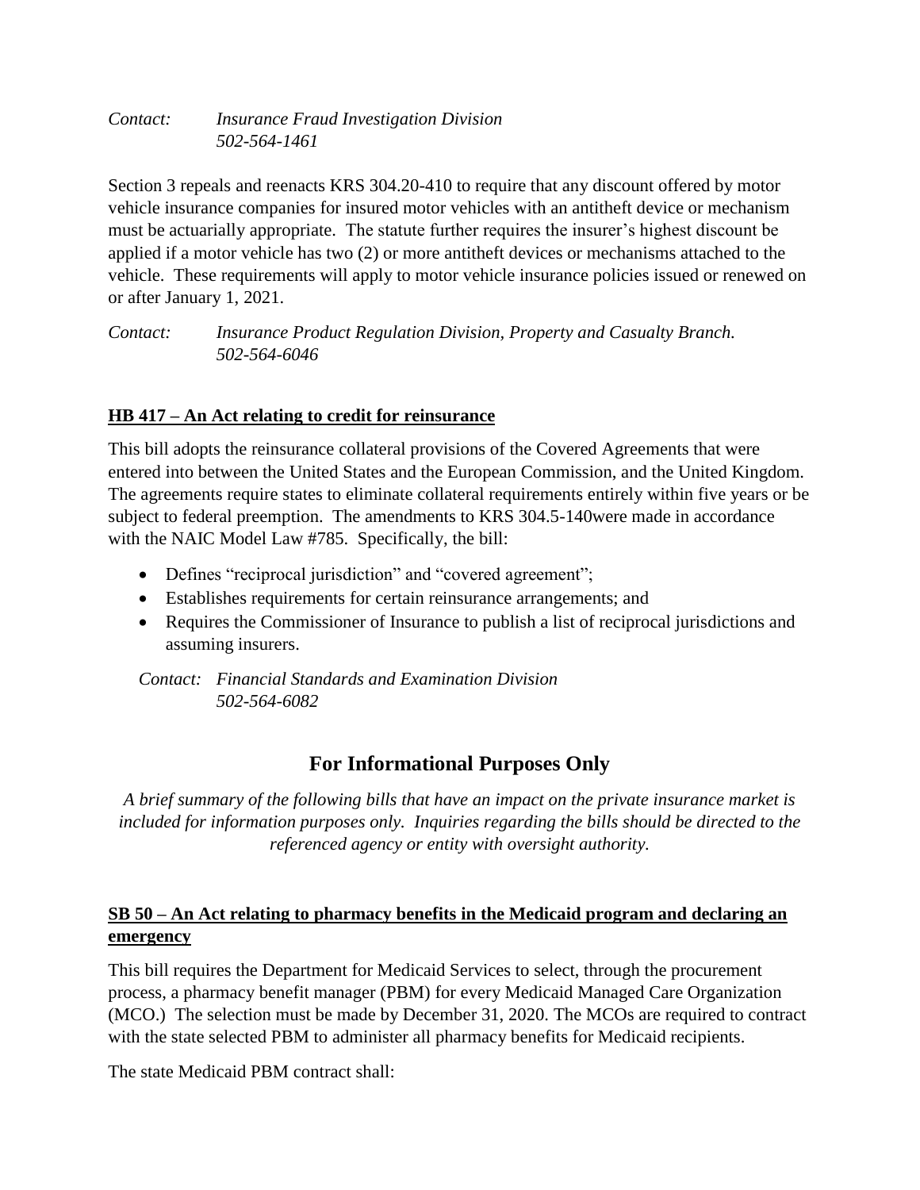*Contact: Insurance Fraud Investigation Division*
*502-564-1461*

Section 3 repeals and reenacts KRS 304.20-410 to require that any discount offered by motor vehicle insurance companies for insured motor vehicles with an antitheft device or mechanism must be actuarially appropriate. The statute further requires the insurer's highest discount be applied if a motor vehicle has two (2) or more antitheft devices or mechanisms attached to the vehicle. These requirements will apply to motor vehicle insurance policies issued or renewed on or after January 1, 2021.

*Contact: Insurance Product Regulation Division, Property and Casualty Branch.*
*502-564-6046*

**HB 417 – An Act relating to credit for reinsurance**

This bill adopts the reinsurance collateral provisions of the Covered Agreements that were entered into between the United States and the European Commission, and the United Kingdom. The agreements require states to eliminate collateral requirements entirely within five years or be subject to federal preemption. The amendments to KRS 304.5-140were made in accordance with the NAIC Model Law #785. Specifically, the bill:

- Defines "reciprocal jurisdiction" and "covered agreement";
- Establishes requirements for certain reinsurance arrangements; and
- Requires the Commissioner of Insurance to publish a list of reciprocal jurisdictions and assuming insurers.

*Contact: Financial Standards and Examination Division*
*502-564-6082*

## For Informational Purposes Only

*A brief summary of the following bills that have an impact on the private insurance market is included for information purposes only. Inquiries regarding the bills should be directed to the referenced agency or entity with oversight authority.*

**SB 50 – An Act relating to pharmacy benefits in the Medicaid program and declaring an emergency**

This bill requires the Department for Medicaid Services to select, through the procurement process, a pharmacy benefit manager (PBM) for every Medicaid Managed Care Organization (MCO.) The selection must be made by December 31, 2020. The MCOs are required to contract with the state selected PBM to administer all pharmacy benefits for Medicaid recipients.

The state Medicaid PBM contract shall: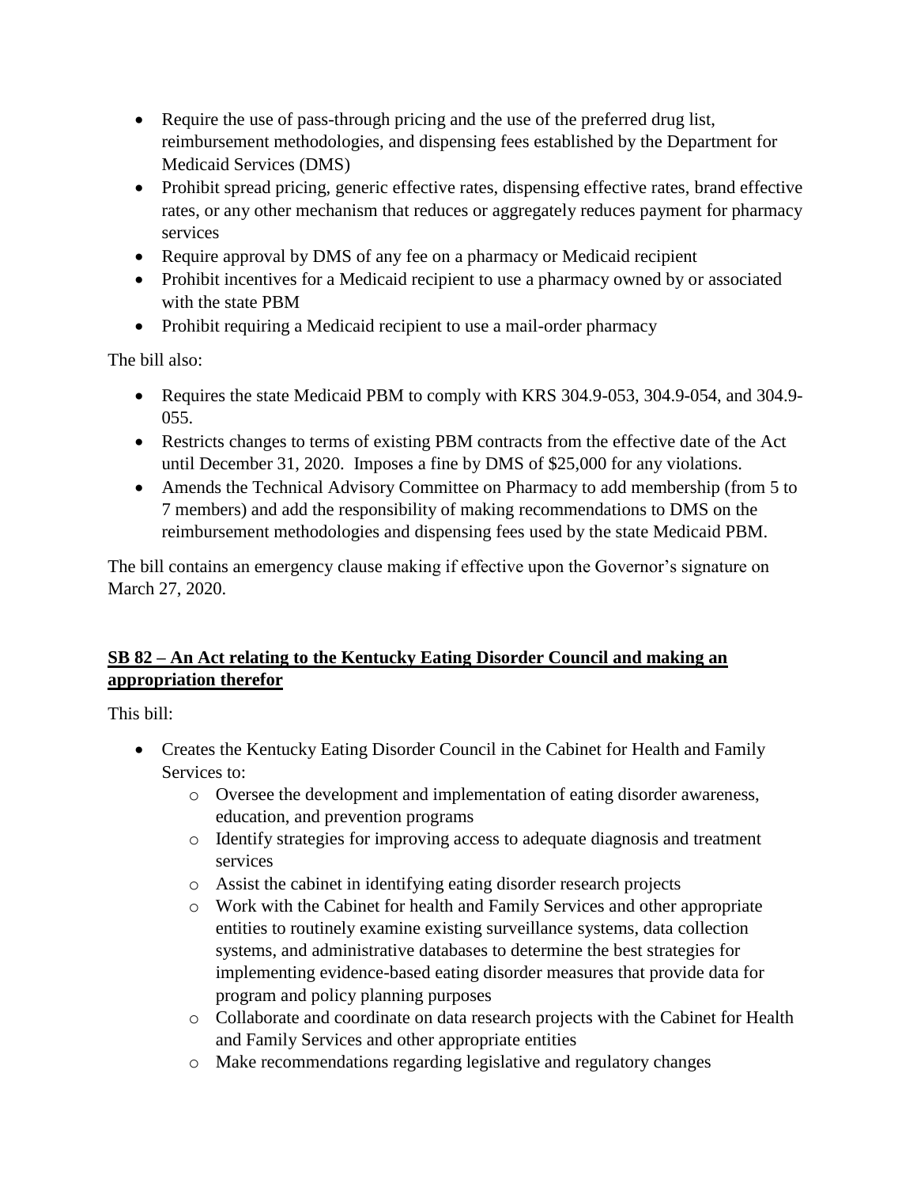- Require the use of pass-through pricing and the use of the preferred drug list, reimbursement methodologies, and dispensing fees established by the Department for Medicaid Services (DMS)
- Prohibit spread pricing, generic effective rates, dispensing effective rates, brand effective rates, or any other mechanism that reduces or aggregately reduces payment for pharmacy services
- Require approval by DMS of any fee on a pharmacy or Medicaid recipient
- Prohibit incentives for a Medicaid recipient to use a pharmacy owned by or associated with the state PBM
- Prohibit requiring a Medicaid recipient to use a mail-order pharmacy

The bill also:

- Requires the state Medicaid PBM to comply with KRS 304.9-053, 304.9-054, and 304.9-055.
- Restricts changes to terms of existing PBM contracts from the effective date of the Act until December 31, 2020. Imposes a fine by DMS of $25,000 for any violations.
- Amends the Technical Advisory Committee on Pharmacy to add membership (from 5 to 7 members) and add the responsibility of making recommendations to DMS on the reimbursement methodologies and dispensing fees used by the state Medicaid PBM.

The bill contains an emergency clause making if effective upon the Governor's signature on March 27, 2020.

**<u>SB 82 – An Act relating to the Kentucky Eating Disorder Council and making an appropriation therefor</u>**

This bill:

- Creates the Kentucky Eating Disorder Council in the Cabinet for Health and Family Services to:
  - Oversee the development and implementation of eating disorder awareness, education, and prevention programs
  - Identify strategies for improving access to adequate diagnosis and treatment services
  - Assist the cabinet in identifying eating disorder research projects
  - Work with the Cabinet for health and Family Services and other appropriate entities to routinely examine existing surveillance systems, data collection systems, and administrative databases to determine the best strategies for implementing evidence-based eating disorder measures that provide data for program and policy planning purposes
  - Collaborate and coordinate on data research projects with the Cabinet for Health and Family Services and other appropriate entities
  - Make recommendations regarding legislative and regulatory changes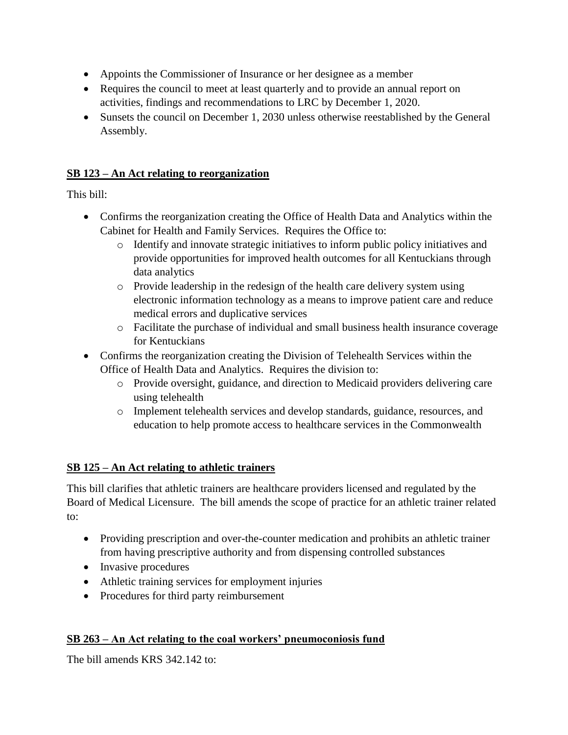- Appoints the Commissioner of Insurance or her designee as a member
- Requires the council to meet at least quarterly and to provide an annual report on activities, findings and recommendations to LRC by December 1, 2020.
- Sunsets the council on December 1, 2030 unless otherwise reestablished by the General Assembly.

**SB 123 – An Act relating to reorganization**

This bill:

- Confirms the reorganization creating the Office of Health Data and Analytics within the Cabinet for Health and Family Services. Requires the Office to:
  - Identify and innovate strategic initiatives to inform public policy initiatives and provide opportunities for improved health outcomes for all Kentuckians through data analytics
  - Provide leadership in the redesign of the health care delivery system using electronic information technology as a means to improve patient care and reduce medical errors and duplicative services
  - Facilitate the purchase of individual and small business health insurance coverage for Kentuckians
- Confirms the reorganization creating the Division of Telehealth Services within the Office of Health Data and Analytics. Requires the division to:
  - Provide oversight, guidance, and direction to Medicaid providers delivering care using telehealth
  - Implement telehealth services and develop standards, guidance, resources, and education to help promote access to healthcare services in the Commonwealth

**SB 125 – An Act relating to athletic trainers**

This bill clarifies that athletic trainers are healthcare providers licensed and regulated by the Board of Medical Licensure. The bill amends the scope of practice for an athletic trainer related to:

- Providing prescription and over-the-counter medication and prohibits an athletic trainer from having prescriptive authority and from dispensing controlled substances
- Invasive procedures
- Athletic training services for employment injuries
- Procedures for third party reimbursement

**SB 263 – An Act relating to the coal workers' pneumoconiosis fund**

The bill amends KRS 342.142 to: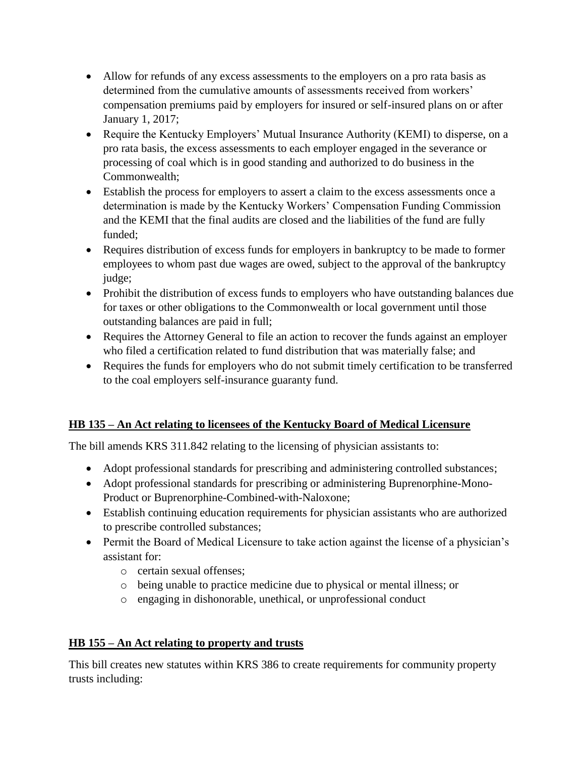- Allow for refunds of any excess assessments to the employers on a pro rata basis as determined from the cumulative amounts of assessments received from workers' compensation premiums paid by employers for insured or self-insured plans on or after January 1, 2017;
- Require the Kentucky Employers' Mutual Insurance Authority (KEMI) to disperse, on a pro rata basis, the excess assessments to each employer engaged in the severance or processing of coal which is in good standing and authorized to do business in the Commonwealth;
- Establish the process for employers to assert a claim to the excess assessments once a determination is made by the Kentucky Workers' Compensation Funding Commission and the KEMI that the final audits are closed and the liabilities of the fund are fully funded;
- Requires distribution of excess funds for employers in bankruptcy to be made to former employees to whom past due wages are owed, subject to the approval of the bankruptcy judge;
- Prohibit the distribution of excess funds to employers who have outstanding balances due for taxes or other obligations to the Commonwealth or local government until those outstanding balances are paid in full;
- Requires the Attorney General to file an action to recover the funds against an employer who filed a certification related to fund distribution that was materially false; and
- Requires the funds for employers who do not submit timely certification to be transferred to the coal employers self-insurance guaranty fund.

## HB 135 – An Act relating to licensees of the Kentucky Board of Medical Licensure

The bill amends KRS 311.842 relating to the licensing of physician assistants to:

- Adopt professional standards for prescribing and administering controlled substances;
- Adopt professional standards for prescribing or administering Buprenorphine-Mono-Product or Buprenorphine-Combined-with-Naloxone;
- Establish continuing education requirements for physician assistants who are authorized to prescribe controlled substances;
- Permit the Board of Medical Licensure to take action against the license of a physician's assistant for:
  - certain sexual offenses;
  - being unable to practice medicine due to physical or mental illness; or
  - engaging in dishonorable, unethical, or unprofessional conduct

## HB 155 – An Act relating to property and trusts

This bill creates new statutes within KRS 386 to create requirements for community property trusts including: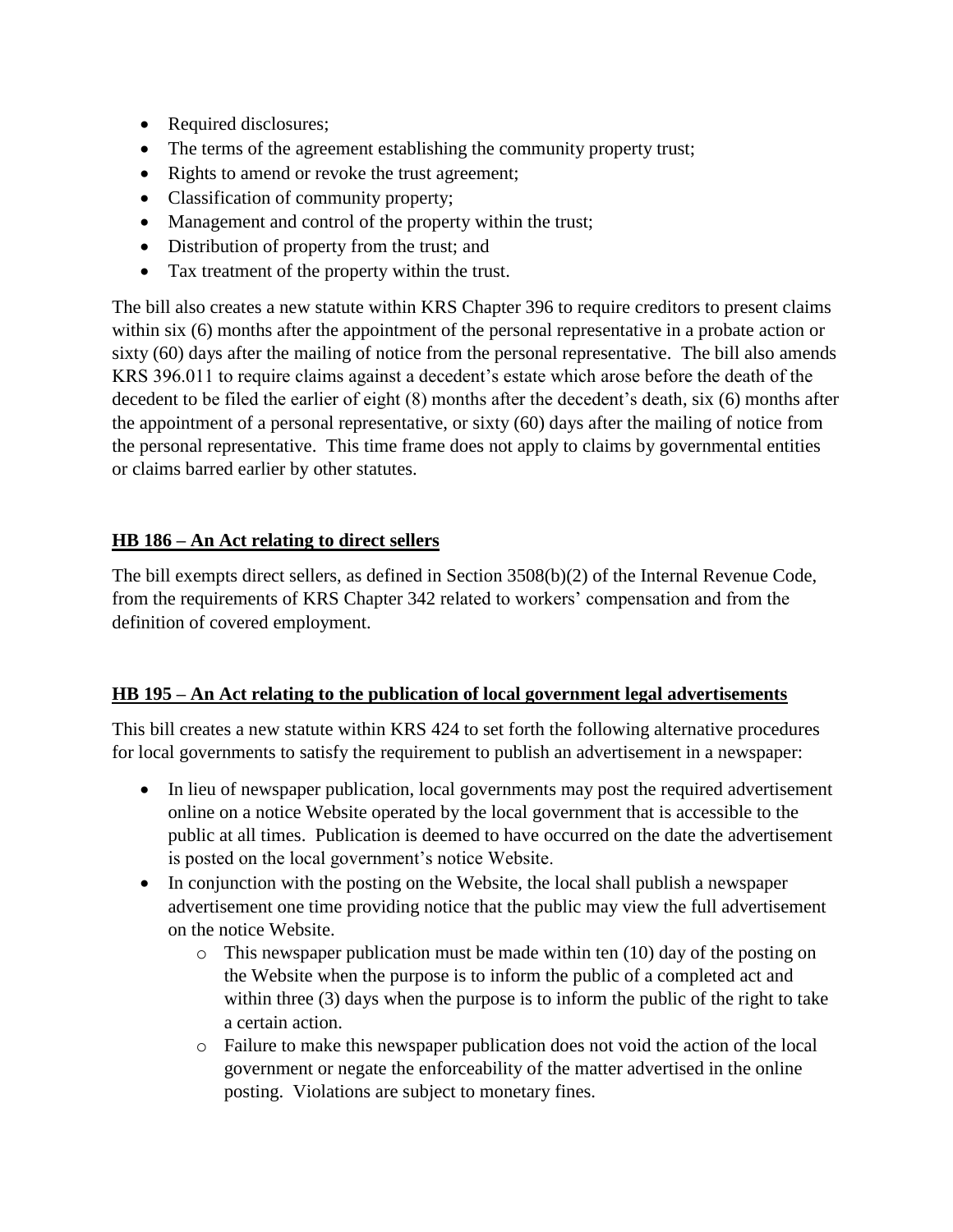- Required disclosures;
- The terms of the agreement establishing the community property trust;
- Rights to amend or revoke the trust agreement;
- Classification of community property;
- Management and control of the property within the trust;
- Distribution of property from the trust; and
- Tax treatment of the property within the trust.

The bill also creates a new statute within KRS Chapter 396 to require creditors to present claims within six (6) months after the appointment of the personal representative in a probate action or sixty (60) days after the mailing of notice from the personal representative. The bill also amends KRS 396.011 to require claims against a decedent's estate which arose before the death of the decedent to be filed the earlier of eight (8) months after the decedent's death, six (6) months after the appointment of a personal representative, or sixty (60) days after the mailing of notice from the personal representative. This time frame does not apply to claims by governmental entities or claims barred earlier by other statutes.

**HB 186 – An Act relating to direct sellers**

The bill exempts direct sellers, as defined in Section 3508(b)(2) of the Internal Revenue Code, from the requirements of KRS Chapter 342 related to workers' compensation and from the definition of covered employment.

**HB 195 – An Act relating to the publication of local government legal advertisements**

This bill creates a new statute within KRS 424 to set forth the following alternative procedures for local governments to satisfy the requirement to publish an advertisement in a newspaper:

- In lieu of newspaper publication, local governments may post the required advertisement online on a notice Website operated by the local government that is accessible to the public at all times. Publication is deemed to have occurred on the date the advertisement is posted on the local government's notice Website.
- In conjunction with the posting on the Website, the local shall publish a newspaper advertisement one time providing notice that the public may view the full advertisement on the notice Website.
    - This newspaper publication must be made within ten (10) day of the posting on the Website when the purpose is to inform the public of a completed act and within three (3) days when the purpose is to inform the public of the right to take a certain action.
    - Failure to make this newspaper publication does not void the action of the local government or negate the enforceability of the matter advertised in the online posting. Violations are subject to monetary fines.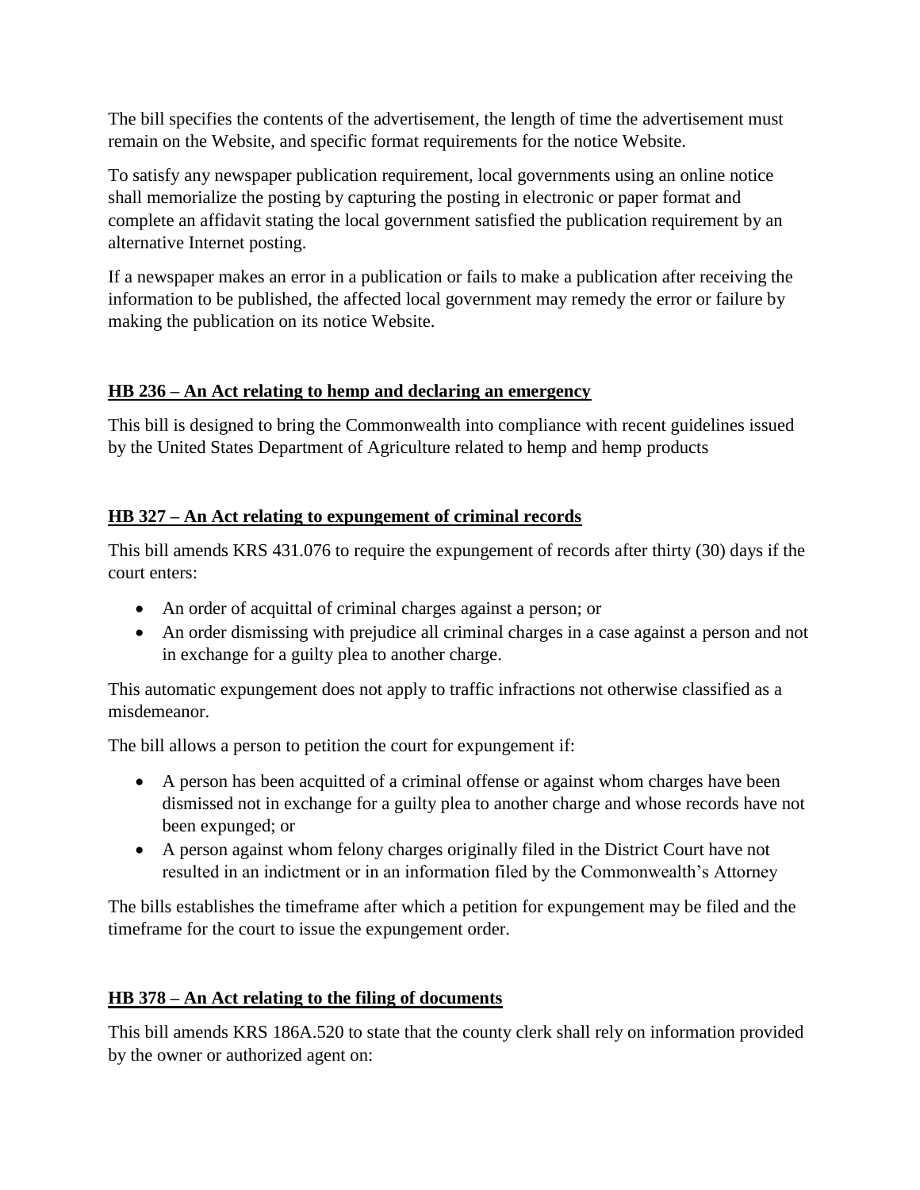The bill specifies the contents of the advertisement, the length of time the advertisement must remain on the Website, and specific format requirements for the notice Website.

To satisfy any newspaper publication requirement, local governments using an online notice shall memorialize the posting by capturing the posting in electronic or paper format and complete an affidavit stating the local government satisfied the publication requirement by an alternative Internet posting.

If a newspaper makes an error in a publication or fails to make a publication after receiving the information to be published, the affected local government may remedy the error or failure by making the publication on its notice Website.

## HB 236 – An Act relating to hemp and declaring an emergency

This bill is designed to bring the Commonwealth into compliance with recent guidelines issued by the United States Department of Agriculture related to hemp and hemp products

## HB 327 – An Act relating to expungement of criminal records

This bill amends KRS 431.076 to require the expungement of records after thirty (30) days if the court enters:

- An order of acquittal of criminal charges against a person; or
- An order dismissing with prejudice all criminal charges in a case against a person and not in exchange for a guilty plea to another charge.

This automatic expungement does not apply to traffic infractions not otherwise classified as a misdemeanor.

The bill allows a person to petition the court for expungement if:

- A person has been acquitted of a criminal offense or against whom charges have been dismissed not in exchange for a guilty plea to another charge and whose records have not been expunged; or
- A person against whom felony charges originally filed in the District Court have not resulted in an indictment or in an information filed by the Commonwealth's Attorney

The bills establishes the timeframe after which a petition for expungement may be filed and the timeframe for the court to issue the expungement order.

## HB 378 – An Act relating to the filing of documents

This bill amends KRS 186A.520 to state that the county clerk shall rely on information provided by the owner or authorized agent on: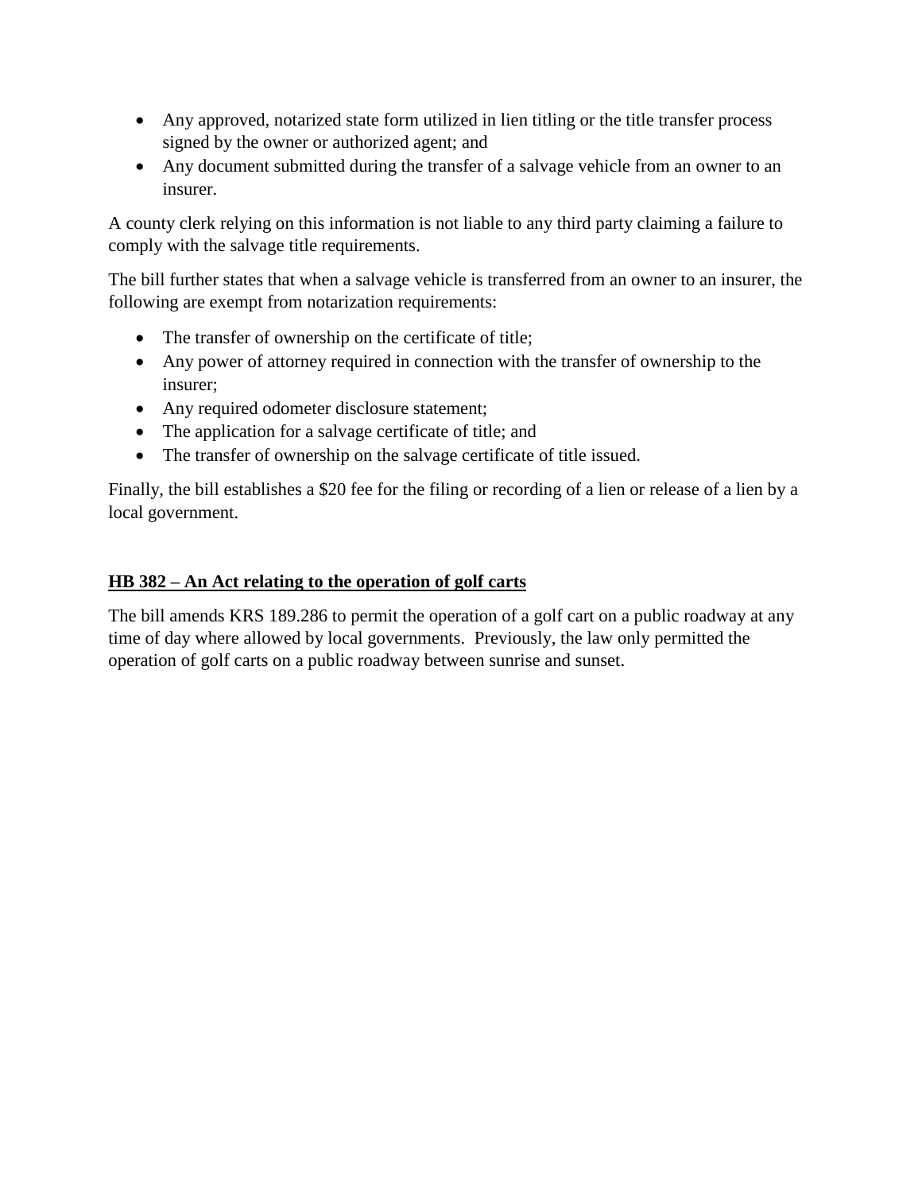- Any approved, notarized state form utilized in lien titling or the title transfer process signed by the owner or authorized agent; and
- Any document submitted during the transfer of a salvage vehicle from an owner to an insurer.

A county clerk relying on this information is not liable to any third party claiming a failure to comply with the salvage title requirements.

The bill further states that when a salvage vehicle is transferred from an owner to an insurer, the following are exempt from notarization requirements:

- The transfer of ownership on the certificate of title;
- Any power of attorney required in connection with the transfer of ownership to the insurer;
- Any required odometer disclosure statement;
- The application for a salvage certificate of title; and
- The transfer of ownership on the salvage certificate of title issued.

Finally, the bill establishes a $20 fee for the filing or recording of a lien or release of a lien by a local government.

**<u>HB 382 – An Act relating to the operation of golf carts</u>**

The bill amends KRS 189.286 to permit the operation of a golf cart on a public roadway at any time of day where allowed by local governments. Previously, the law only permitted the operation of golf carts on a public roadway between sunrise and sunset.